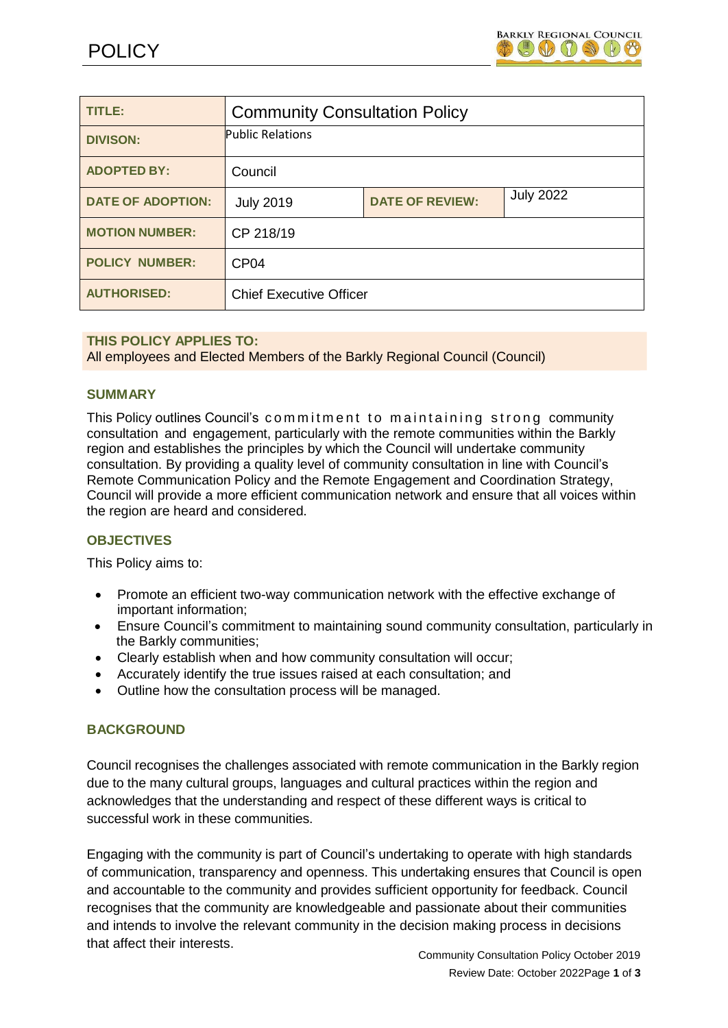# POLICY

| TITLE: | Community Consultation Policy | | |
|---|---|---|---|
| DIVISON: | Public Relations | | |
| ADOPTED BY: | Council | | |
| DATE OF ADOPTION: | July 2019 | DATE OF REVIEW: | July 2022 |
| MOTION NUMBER: | CP 218/19 | | |
| POLICY NUMBER: | CP04 | | |
| AUTHORISED: | Chief Executive Officer | | |

**THIS POLICY APPLIES TO:**
All employees and Elected Members of the Barkly Regional Council (Council)

## SUMMARY

This Policy outlines Council's commitment to maintaining strong community consultation and engagement, particularly with the remote communities within the Barkly region and establishes the principles by which the Council will undertake community consultation. By providing a quality level of community consultation in line with Council's Remote Communication Policy and the Remote Engagement and Coordination Strategy, Council will provide a more efficient communication network and ensure that all voices within the region are heard and considered.

## OBJECTIVES

This Policy aims to:

- Promote an efficient two-way communication network with the effective exchange of important information;
- Ensure Council's commitment to maintaining sound community consultation, particularly in the Barkly communities;
- Clearly establish when and how community consultation will occur;
- Accurately identify the true issues raised at each consultation; and
- Outline how the consultation process will be managed.

## BACKGROUND

Council recognises the challenges associated with remote communication in the Barkly region due to the many cultural groups, languages and cultural practices within the region and acknowledges that the understanding and respect of these different ways is critical to successful work in these communities.

Engaging with the community is part of Council's undertaking to operate with high standards of communication, transparency and openness. This undertaking ensures that Council is open and accountable to the community and provides sufficient opportunity for feedback. Council recognises that the community are knowledgeable and passionate about their communities and intends to involve the relevant community in the decision making process in decisions that affect their interests.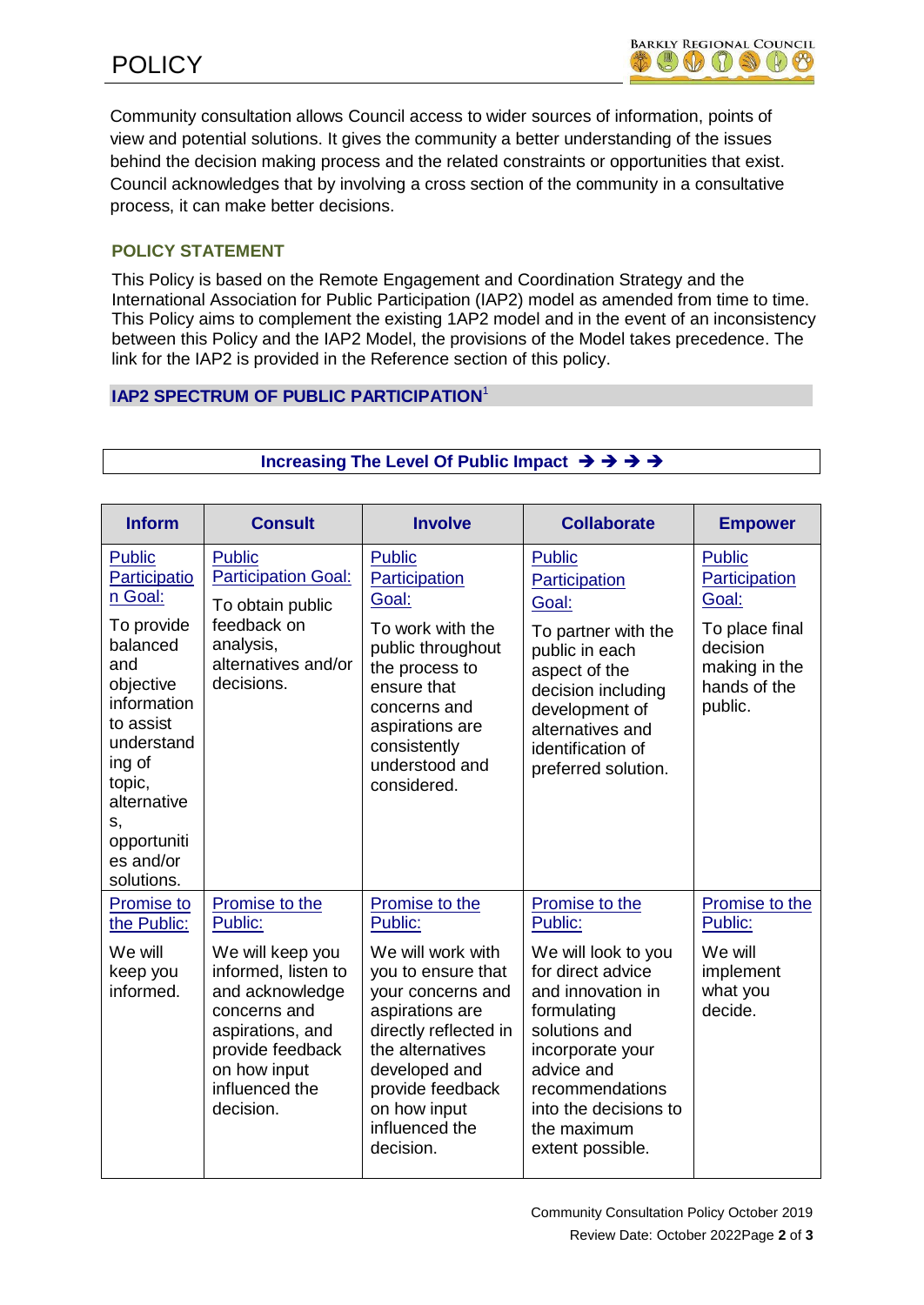Community consultation allows Council access to wider sources of information, points of view and potential solutions. It gives the community a better understanding of the issues behind the decision making process and the related constraints or opportunities that exist. Council acknowledges that by involving a cross section of the community in a consultative process, it can make better decisions.

## POLICY STATEMENT

This Policy is based on the Remote Engagement and Coordination Strategy and the International Association for Public Participation (IAP2) model as amended from time to time. This Policy aims to complement the existing 1AP2 model and in the event of an inconsistency between this Policy and the IAP2 Model, the provisions of the Model takes precedence. The link for the IAP2 is provided in the Reference section of this policy.

## IAP2 SPECTRUM OF PUBLIC PARTICIPATION[1]

**Increasing The Level Of Public Impact ➔ ➔ ➔ ➔**

| Inform | Consult | Involve | Collaborate | Empower |
|---|---|---|---|---|
| Public Participation Goal: To provide balanced and objective information to assist understanding of topic, alternatives, opportunities and/or solutions. | Public Participation Goal: To obtain public feedback on analysis, alternatives and/or decisions. | Public Participation Goal: To work with the public throughout the process to ensure that concerns and aspirations are consistently understood and considered. | Public Participation Goal: To partner with the public in each aspect of the decision including development of alternatives and identification of preferred solution. | Public Participation Goal: To place final decision making in the hands of the public. |
| Promise to the Public: We will keep you informed. | Promise to the Public: We will keep you informed, listen to and acknowledge concerns and aspirations, and provide feedback on how input influenced the decision. | Promise to the Public: We will work with you to ensure that your concerns and aspirations are directly reflected in the alternatives developed and provide feedback on how input influenced the decision. | Promise to the Public: We will look to you for direct advice and innovation in formulating solutions and incorporate your advice and recommendations into the decisions to the maximum extent possible. | Promise to the Public: We will implement what you decide. |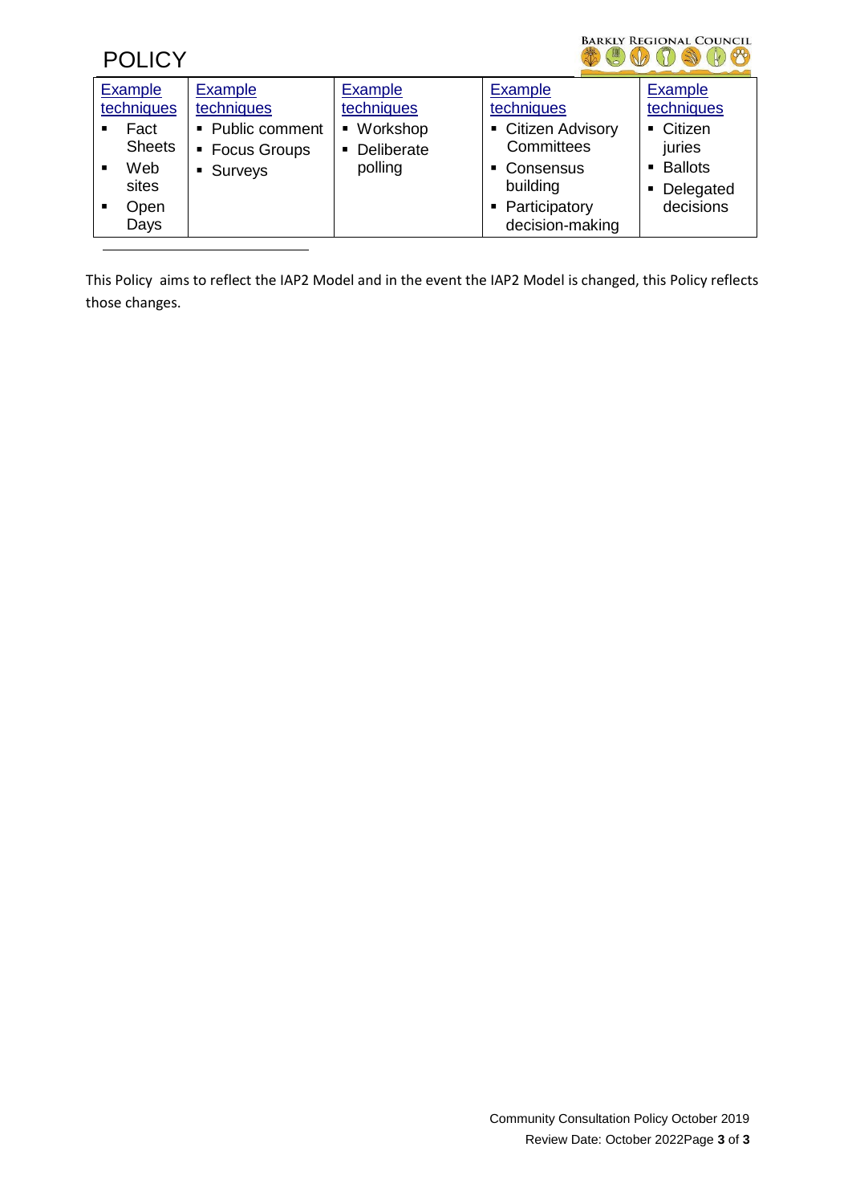| Example techniques | Example techniques | Example techniques | Example techniques | Example techniques |
|---|---|---|---|---|
| ▪ Fact Sheets<br>▪ Web sites<br>▪ Open Days | ▪ Public comment<br>▪ Focus Groups<br>▪ Surveys | ▪ Workshop<br>▪ Deliberate polling | ▪ Citizen Advisory Committees<br>▪ Consensus building<br>▪ Participatory decision-making | ▪ Citizen juries<br>▪ Ballots<br>▪ Delegated decisions |

This Policy aims to reflect the IAP2 Model and in the event the IAP2 Model is changed, this Policy reflects those changes.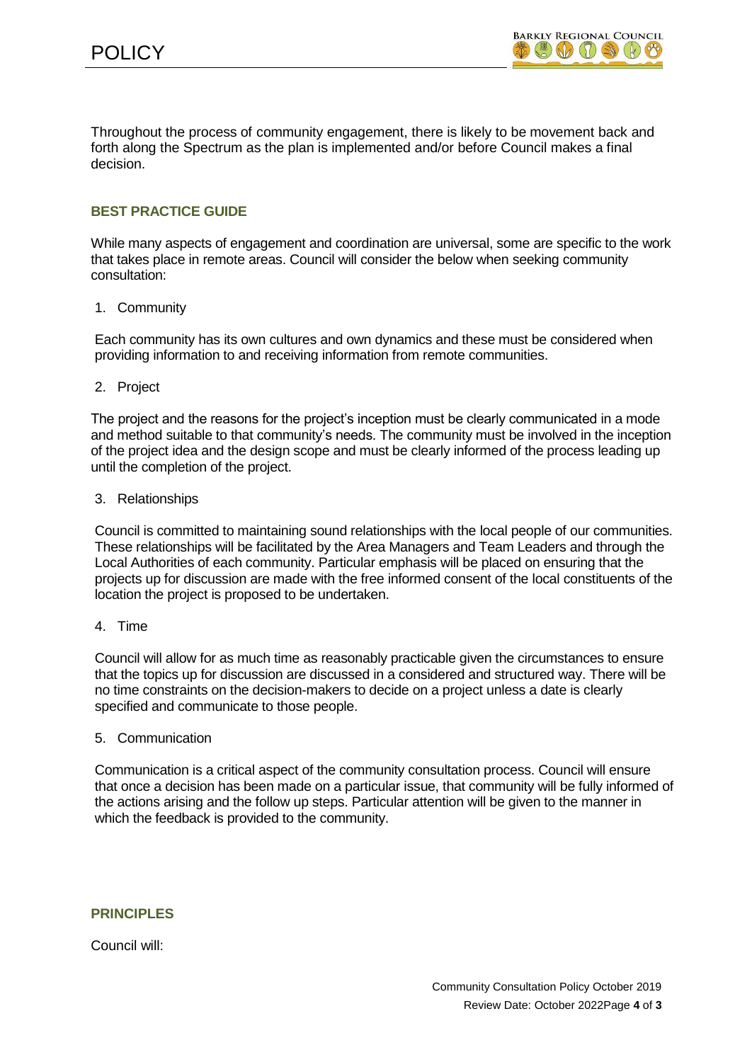Throughout the process of community engagement, there is likely to be movement back and forth along the Spectrum as the plan is implemented and/or before Council makes a final decision.

## BEST PRACTICE GUIDE

While many aspects of engagement and coordination are universal, some are specific to the work that takes place in remote areas. Council will consider the below when seeking community consultation:

1. Community

Each community has its own cultures and own dynamics and these must be considered when providing information to and receiving information from remote communities.

2. Project

The project and the reasons for the project's inception must be clearly communicated in a mode and method suitable to that community's needs. The community must be involved in the inception of the project idea and the design scope and must be clearly informed of the process leading up until the completion of the project.

3. Relationships

Council is committed to maintaining sound relationships with the local people of our communities. These relationships will be facilitated by the Area Managers and Team Leaders and through the Local Authorities of each community. Particular emphasis will be placed on ensuring that the projects up for discussion are made with the free informed consent of the local constituents of the location the project is proposed to be undertaken.

4. Time

Council will allow for as much time as reasonably practicable given the circumstances to ensure that the topics up for discussion are discussed in a considered and structured way. There will be no time constraints on the decision-makers to decide on a project unless a date is clearly specified and communicate to those people.

5. Communication

Communication is a critical aspect of the community consultation process. Council will ensure that once a decision has been made on a particular issue, that community will be fully informed of the actions arising and the follow up steps. Particular attention will be given to the manner in which the feedback is provided to the community.

## PRINCIPLES

Council will: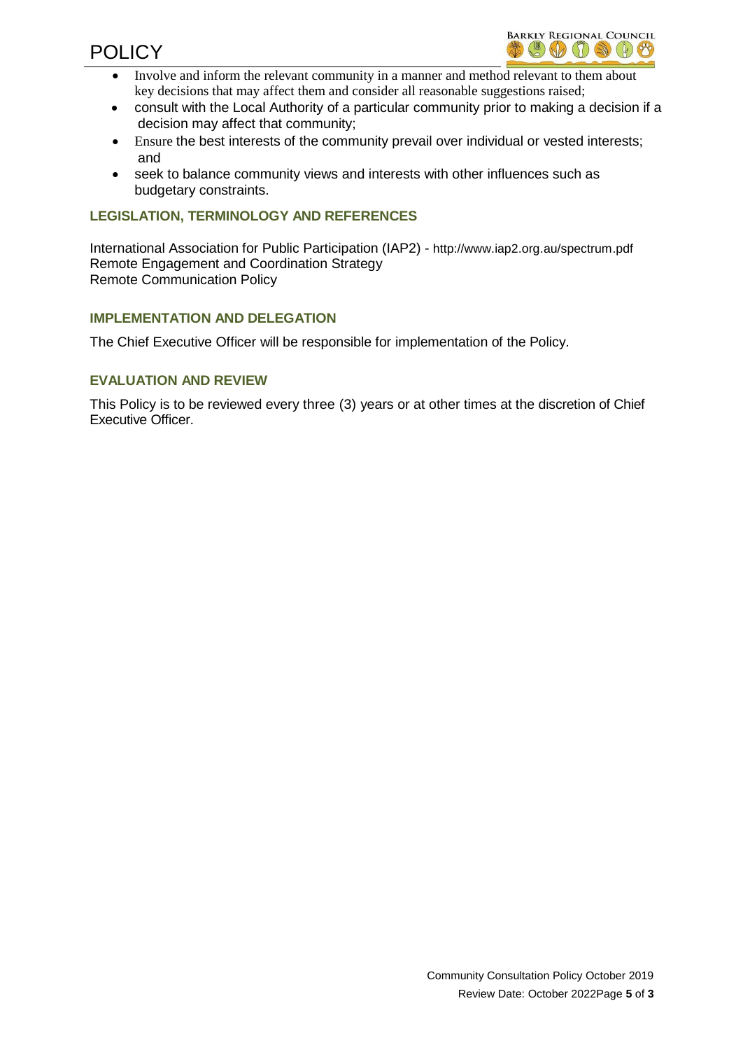- Involve and inform the relevant community in a manner and method relevant to them about key decisions that may affect them and consider all reasonable suggestions raised;
- consult with the Local Authority of a particular community prior to making a decision if a decision may affect that community;
- Ensure the best interests of the community prevail over individual or vested interests; and
- seek to balance community views and interests with other influences such as budgetary constraints.

### LEGISLATION, TERMINOLOGY AND REFERENCES

International Association for Public Participation (IAP2) - http://www.iap2.org.au/spectrum.pdf
Remote Engagement and Coordination Strategy
Remote Communication Policy

### IMPLEMENTATION AND DELEGATION

The Chief Executive Officer will be responsible for implementation of the Policy.

### EVALUATION AND REVIEW

This Policy is to be reviewed every three (3) years or at other times at the discretion of Chief Executive Officer.